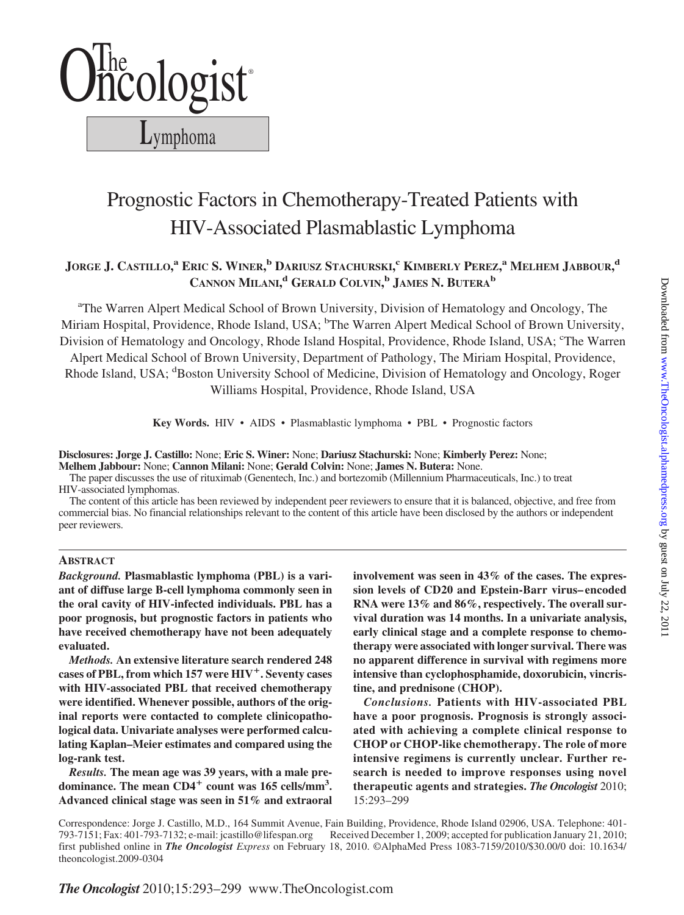# The Oncologist

## Lymphoma

# Prognostic Factors in Chemotherapy-Treated Patients with HIV-Associated Plasmablastic Lymphoma

**Jorge J. Castillo,[a] Eric S. Winer,[b] Dariusz Stachurski,[c] Kimberly Perez,[a] Melhem Jabbour,[d] Cannon Milani,[d] Gerald Colvin,[b] James N. Butera[b]**

[a]The Warren Alpert Medical School of Brown University, Division of Hematology and Oncology, The Miriam Hospital, Providence, Rhode Island, USA; [b]The Warren Alpert Medical School of Brown University, Division of Hematology and Oncology, Rhode Island Hospital, Providence, Rhode Island, USA; [c]The Warren Alpert Medical School of Brown University, Department of Pathology, The Miriam Hospital, Providence, Rhode Island, USA; [d]Boston University School of Medicine, Division of Hematology and Oncology, Roger Williams Hospital, Providence, Rhode Island, USA

**Key Words.** HIV • AIDS • Plasmablastic lymphoma • PBL • Prognostic factors

**Disclosures: Jorge J. Castillo:** None; **Eric S. Winer:** None; **Dariusz Stachurski:** None; **Kimberly Perez:** None; **Melhem Jabbour:** None; **Cannon Milani:** None; **Gerald Colvin:** None; **James N. Butera:** None.

The paper discusses the use of rituximab (Genentech, Inc.) and bortezomib (Millennium Pharmaceuticals, Inc.) to treat HIV-associated lymphomas.

The content of this article has been reviewed by independent peer reviewers to ensure that it is balanced, objective, and free from commercial bias. No financial relationships relevant to the content of this article have been disclosed by the authors or independent peer reviewers.

## Abstract

*Background.* **Plasmablastic lymphoma (PBL) is a variant of diffuse large B-cell lymphoma commonly seen in the oral cavity of HIV-infected individuals. PBL has a poor prognosis, but prognostic factors in patients who have received chemotherapy have not been adequately evaluated.**

*Methods.* **An extensive literature search rendered 248 cases of PBL, from which 157 were HIV$^+$. Seventy cases with HIV-associated PBL that received chemotherapy were identified. Whenever possible, authors of the original reports were contacted to complete clinicopathological data. Univariate analyses were performed calculating Kaplan–Meier estimates and compared using the log-rank test.**

*Results.* **The mean age was 39 years, with a male predominance. The mean CD4$^+$ count was 165 cells/mm$^3$. Advanced clinical stage was seen in 51% and extraoral involvement was seen in 43% of the cases. The expression levels of CD20 and Epstein-Barr virus–encoded RNA were 13% and 86%, respectively. The overall survival duration was 14 months. In a univariate analysis, early clinical stage and a complete response to chemotherapy were associated with longer survival. There was no apparent difference in survival with regimens more intensive than cyclophosphamide, doxorubicin, vincristine, and prednisone (CHOP).**

*Conclusions.* **Patients with HIV-associated PBL have a poor prognosis. Prognosis is strongly associated with achieving a complete clinical response to CHOP or CHOP-like chemotherapy. The role of more intensive regimens is currently unclear. Further research is needed to improve responses using novel therapeutic agents and strategies.** ***The Oncologist*** **2010; 15:293–299**

Correspondence: Jorge J. Castillo, M.D., 164 Summit Avenue, Fain Building, Providence, Rhode Island 02906, USA. Telephone: 401-793-7151; Fax: 401-793-7132; e-mail: jcastillo@lifespan.org Received December 1, 2009; accepted for publication January 21, 2010; first published online in ***The Oncologist Express*** on February 18, 2010. ©AlphaMed Press 1083-7159/2010/$30.00/0 doi: 10.1634/theoncologist.2009-0304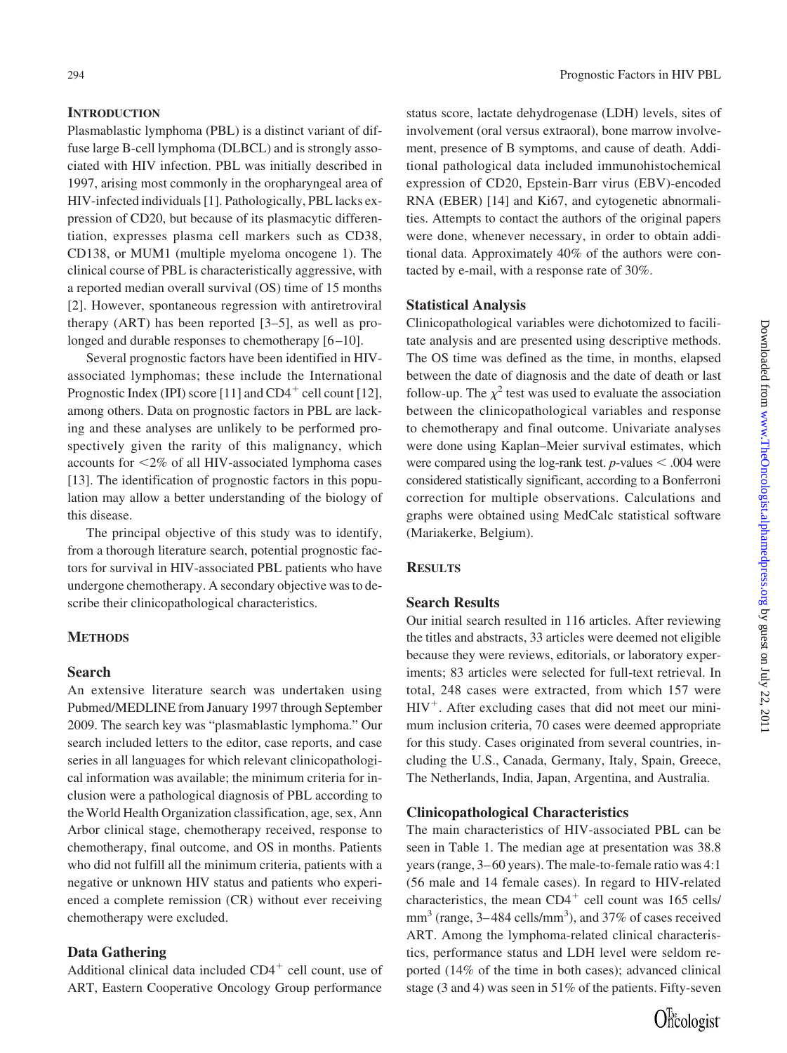## Introduction

Plasmablastic lymphoma (PBL) is a distinct variant of diffuse large B-cell lymphoma (DLBCL) and is strongly associated with HIV infection. PBL was initially described in 1997, arising most commonly in the oropharyngeal area of HIV-infected individuals [1]. Pathologically, PBL lacks expression of CD20, but because of its plasmacytic differentiation, expresses plasma cell markers such as CD38, CD138, or MUM1 (multiple myeloma oncogene 1). The clinical course of PBL is characteristically aggressive, with a reported median overall survival (OS) time of 15 months [2]. However, spontaneous regression with antiretroviral therapy (ART) has been reported [3–5], as well as prolonged and durable responses to chemotherapy [6–10].

Several prognostic factors have been identified in HIV-associated lymphomas; these include the International Prognostic Index (IPI) score [11] and $CD4^+$ cell count [12], among others. Data on prognostic factors in PBL are lacking and these analyses are unlikely to be performed prospectively given the rarity of this malignancy, which accounts for <2% of all HIV-associated lymphoma cases [13]. The identification of prognostic factors in this population may allow a better understanding of the biology of this disease.

The principal objective of this study was to identify, from a thorough literature search, potential prognostic factors for survival in HIV-associated PBL patients who have undergone chemotherapy. A secondary objective was to describe their clinicopathological characteristics.

## Methods

### Search

An extensive literature search was undertaken using Pubmed/MEDLINE from January 1997 through September 2009. The search key was "plasmablastic lymphoma." Our search included letters to the editor, case reports, and case series in all languages for which relevant clinicopathological information was available; the minimum criteria for inclusion were a pathological diagnosis of PBL according to the World Health Organization classification, age, sex, Ann Arbor clinical stage, chemotherapy received, response to chemotherapy, final outcome, and OS in months. Patients who did not fulfill all the minimum criteria, patients with a negative or unknown HIV status and patients who experienced a complete remission (CR) without ever receiving chemotherapy were excluded.

### Data Gathering

Additional clinical data included $CD4^+$ cell count, use of ART, Eastern Cooperative Oncology Group performance status score, lactate dehydrogenase (LDH) levels, sites of involvement (oral versus extraoral), bone marrow involvement, presence of B symptoms, and cause of death. Additional pathological data included immunohistochemical expression of CD20, Epstein-Barr virus (EBV)-encoded RNA (EBER) [14] and Ki67, and cytogenetic abnormalities. Attempts to contact the authors of the original papers were done, whenever necessary, in order to obtain additional data. Approximately 40% of the authors were contacted by e-mail, with a response rate of 30%.

### Statistical Analysis

Clinicopathological variables were dichotomized to facilitate analysis and are presented using descriptive methods. The OS time was defined as the time, in months, elapsed between the date of diagnosis and the date of death or last follow-up. The $\chi^2$ test was used to evaluate the association between the clinicopathological variables and response to chemotherapy and final outcome. Univariate analyses were done using Kaplan–Meier survival estimates, which were compared using the log-rank test. $p$-values < .004 were considered statistically significant, according to a Bonferroni correction for multiple observations. Calculations and graphs were obtained using MedCalc statistical software (Mariakerke, Belgium).

## Results

### Search Results

Our initial search resulted in 116 articles. After reviewing the titles and abstracts, 33 articles were deemed not eligible because they were reviews, editorials, or laboratory experiments; 83 articles were selected for full-text retrieval. In total, 248 cases were extracted, from which 157 were $HIV^+$. After excluding cases that did not meet our minimum inclusion criteria, 70 cases were deemed appropriate for this study. Cases originated from several countries, including the U.S., Canada, Germany, Italy, Spain, Greece, The Netherlands, India, Japan, Argentina, and Australia.

### Clinicopathological Characteristics

The main characteristics of HIV-associated PBL can be seen in Table 1. The median age at presentation was 38.8 years (range, 3–60 years). The male-to-female ratio was 4:1 (56 male and 14 female cases). In regard to HIV-related characteristics, the mean $CD4^+$ cell count was 165 cells/$mm^3$ (range, 3–484 cells/$mm^3$), and 37% of cases received ART. Among the lymphoma-related clinical characteristics, performance status and LDH level were seldom reported (14% of the time in both cases); advanced clinical stage (3 and 4) was seen in 51% of the patients. Fifty-seven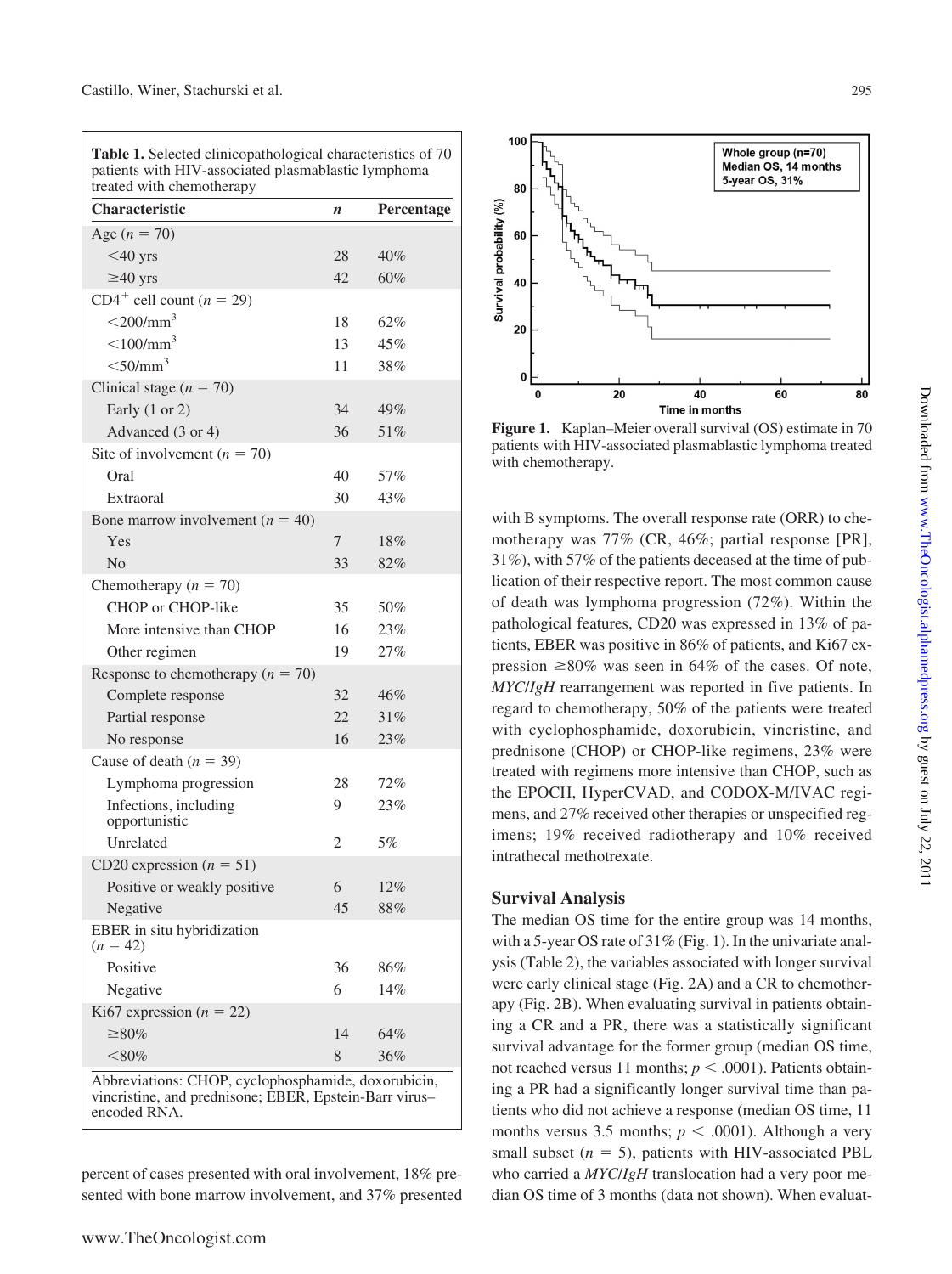**Table 1.** Selected clinicopathological characteristics of 70 patients with HIV-associated plasmablastic lymphoma treated with chemotherapy

| Characteristic | *n* | Percentage |
|---|---|---|
| Age ($n = 70$) | | |
| <40 yrs | 28 | 40% |
| ≥40 yrs | 42 | 60% |
| $CD4^+$ cell count ($n = 29$) | | |
| $<200/mm^3$ | 18 | 62% |
| $<100/mm^3$ | 13 | 45% |
| $<50/mm^3$ | 11 | 38% |
| Clinical stage ($n = 70$) | | |
| Early (1 or 2) | 34 | 49% |
| Advanced (3 or 4) | 36 | 51% |
| Site of involvement ($n = 70$) | | |
| Oral | 40 | 57% |
| Extraoral | 30 | 43% |
| Bone marrow involvement ($n = 40$) | | |
| Yes | 7 | 18% |
| No | 33 | 82% |
| Chemotherapy ($n = 70$) | | |
| CHOP or CHOP-like | 35 | 50% |
| More intensive than CHOP | 16 | 23% |
| Other regimen | 19 | 27% |
| Response to chemotherapy ($n = 70$) | | |
| Complete response | 32 | 46% |
| Partial response | 22 | 31% |
| No response | 16 | 23% |
| Cause of death ($n = 39$) | | |
| Lymphoma progression | 28 | 72% |
| Infections, including opportunistic | 9 | 23% |
| Unrelated | 2 | 5% |
| CD20 expression ($n = 51$) | | |
| Positive or weakly positive | 6 | 12% |
| Negative | 45 | 88% |
| EBER in situ hybridization ($n = 42$) | | |
| Positive | 36 | 86% |
| Negative | 6 | 14% |
| Ki67 expression ($n = 22$) | | |
| ≥80% | 14 | 64% |
| <80% | 8 | 36% |

Abbreviations: CHOP, cyclophosphamide, doxorubicin, vincristine, and prednisone; EBER, Epstein-Barr virus–encoded RNA.

percent of cases presented with oral involvement, 18% presented with bone marrow involvement, and 37% presented with B symptoms. The overall response rate (ORR) to chemotherapy was 77% (CR, 46%; partial response [PR], 31%), with 57% of the patients deceased at the time of publication of their respective report. The most common cause of death was lymphoma progression (72%). Within the pathological features, CD20 was expressed in 13% of patients, EBER was positive in 86% of patients, and Ki67 expression ≥80% was seen in 64% of the cases. Of note, *MYC/IgH* rearrangement was reported in five patients. In regard to chemotherapy, 50% of the patients were treated with cyclophosphamide, doxorubicin, vincristine, and prednisone (CHOP) or CHOP-like regimens, 23% were treated with regimens more intensive than CHOP, such as the EPOCH, HyperCVAD, and CODOX-M/IVAC regimens, and 27% received other therapies or unspecified regimens; 19% received radiotherapy and 10% received intrathecal methotrexate.

**Figure 1.** Kaplan–Meier overall survival (OS) estimate in 70 patients with HIV-associated plasmablastic lymphoma treated with chemotherapy.

## Survival Analysis

The median OS time for the entire group was 14 months, with a 5-year OS rate of 31% (Fig. 1). In the univariate analysis (Table 2), the variables associated with longer survival were early clinical stage (Fig. 2A) and a CR to chemotherapy (Fig. 2B). When evaluating survival in patients obtaining a CR and a PR, there was a statistically significant survival advantage for the former group (median OS time, not reached versus 11 months; $p < .0001$). Patients obtaining a PR had a significantly longer survival time than patients who did not achieve a response (median OS time, 11 months versus 3.5 months; $p < .0001$). Although a very small subset ($n = 5$), patients with HIV-associated PBL who carried a *MYC/IgH* translocation had a very poor median OS time of 3 months (data not shown). When evaluat-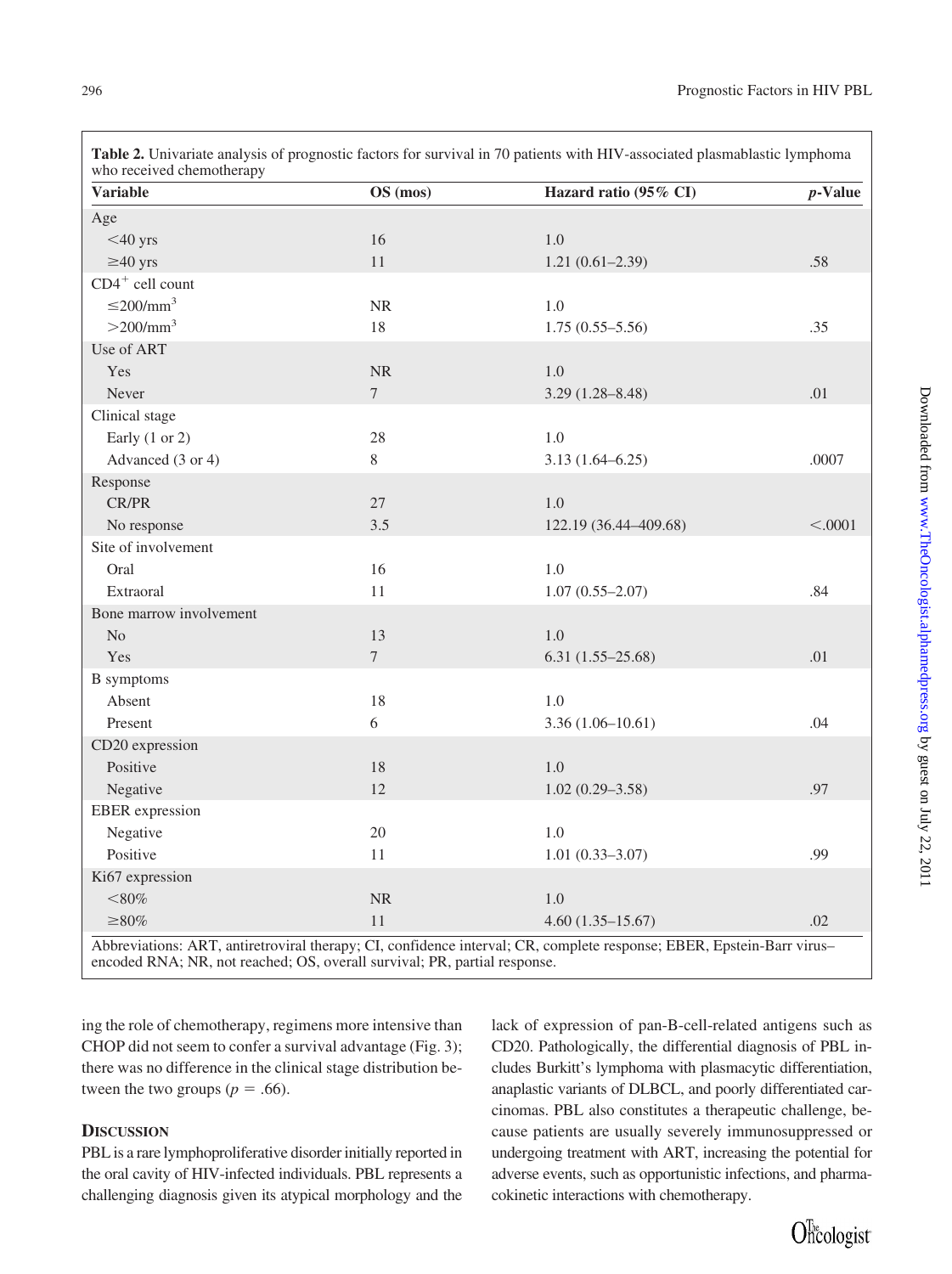**Table 2.** Univariate analysis of prognostic factors for survival in 70 patients with HIV-associated plasmablastic lymphoma who received chemotherapy

| Variable | OS (mos) | Hazard ratio (95% CI) | *p*-Value |
|---|---|---|---|
| Age | | | |
| <40 yrs | 16 | 1.0 | |
| ≥40 yrs | 11 | 1.21 (0.61–2.39) | .58 |
| $CD4^+$ cell count | | | |
| ≤200/mm$^3$ | NR | 1.0 | |
| >200/mm$^3$ | 18 | 1.75 (0.55–5.56) | .35 |
| Use of ART | | | |
| Yes | NR | 1.0 | |
| Never | 7 | 3.29 (1.28–8.48) | .01 |
| Clinical stage | | | |
| Early (1 or 2) | 28 | 1.0 | |
| Advanced (3 or 4) | 8 | 3.13 (1.64–6.25) | .0007 |
| Response | | | |
| CR/PR | 27 | 1.0 | |
| No response | 3.5 | 122.19 (36.44–409.68) | <.0001 |
| Site of involvement | | | |
| Oral | 16 | 1.0 | |
| Extraoral | 11 | 1.07 (0.55–2.07) | .84 |
| Bone marrow involvement | | | |
| No | 13 | 1.0 | |
| Yes | 7 | 6.31 (1.55–25.68) | .01 |
| B symptoms | | | |
| Absent | 18 | 1.0 | |
| Present | 6 | 3.36 (1.06–10.61) | .04 |
| CD20 expression | | | |
| Positive | 18 | 1.0 | |
| Negative | 12 | 1.02 (0.29–3.58) | .97 |
| EBER expression | | | |
| Negative | 20 | 1.0 | |
| Positive | 11 | 1.01 (0.33–3.07) | .99 |
| Ki67 expression | | | |
| <80% | NR | 1.0 | |
| ≥80% | 11 | 4.60 (1.35–15.67) | .02 |

Abbreviations: ART, antiretroviral therapy; CI, confidence interval; CR, complete response; EBER, Epstein-Barr virus–encoded RNA; NR, not reached; OS, overall survival; PR, partial response.

ing the role of chemotherapy, regimens more intensive than CHOP did not seem to confer a survival advantage (Fig. 3); there was no difference in the clinical stage distribution between the two groups ($p = .66$).

## Discussion

PBL is a rare lymphoproliferative disorder initially reported in the oral cavity of HIV-infected individuals. PBL represents a challenging diagnosis given its atypical morphology and the lack of expression of pan-B-cell-related antigens such as CD20. Pathologically, the differential diagnosis of PBL includes Burkitt's lymphoma with plasmacytic differentiation, anaplastic variants of DLBCL, and poorly differentiated carcinomas. PBL also constitutes a therapeutic challenge, because patients are usually severely immunosuppressed or undergoing treatment with ART, increasing the potential for adverse events, such as opportunistic infections, and pharmacokinetic interactions with chemotherapy.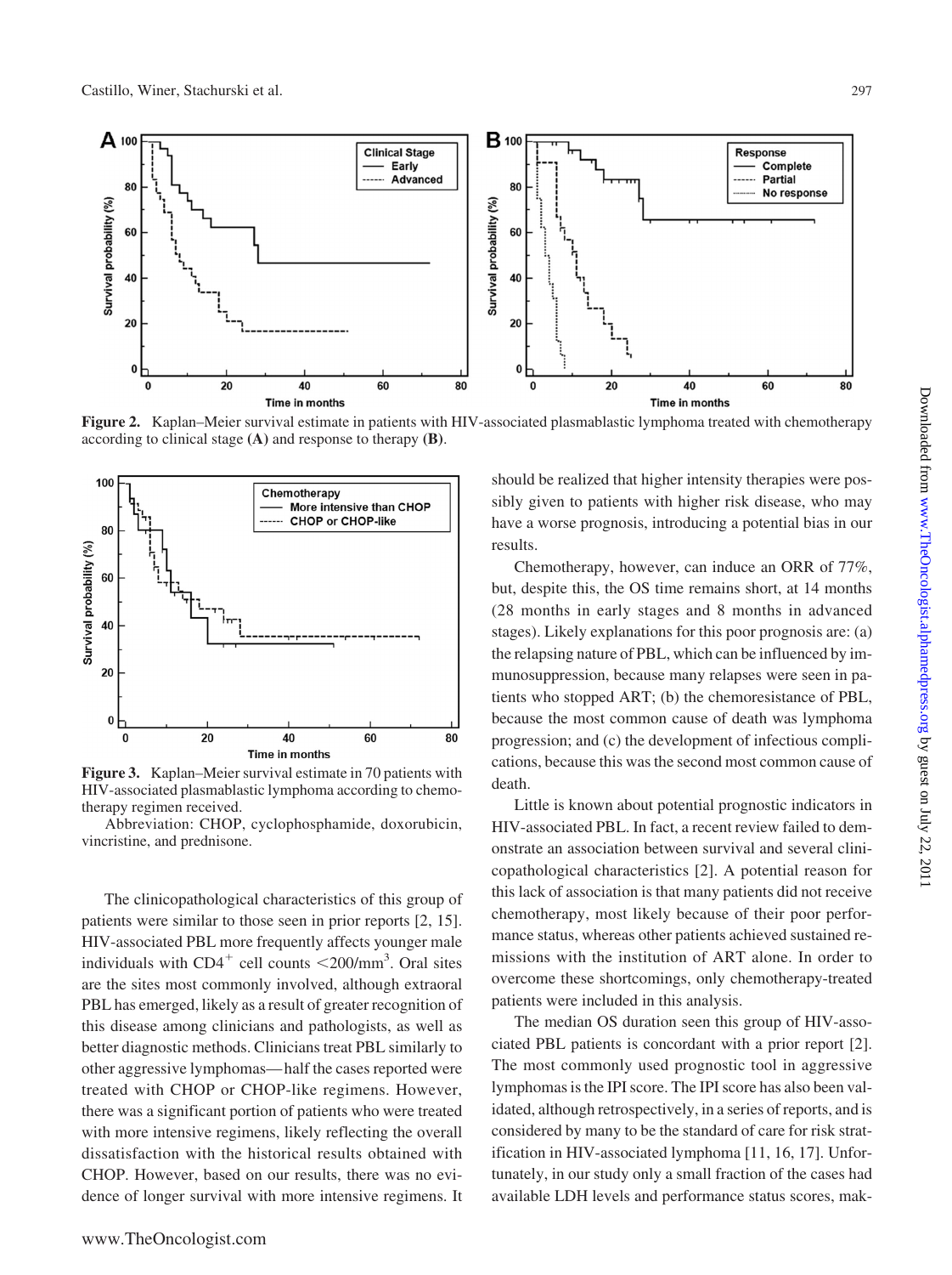**Figure 2.** Kaplan–Meier survival estimate in patients with HIV-associated plasmablastic lymphoma treated with chemotherapy according to clinical stage **(A)** and response to therapy **(B)**.

**Figure 3.** Kaplan–Meier survival estimate in 70 patients with HIV-associated plasmablastic lymphoma according to chemotherapy regimen received.

Abbreviation: CHOP, cyclophosphamide, doxorubicin, vincristine, and prednisone.

The clinicopathological characteristics of this group of patients were similar to those seen in prior reports [2, 15]. HIV-associated PBL more frequently affects younger male individuals with $CD4^{+}$ cell counts $<200/mm^3$. Oral sites are the sites most commonly involved, although extraoral PBL has emerged, likely as a result of greater recognition of this disease among clinicians and pathologists, as well as better diagnostic methods. Clinicians treat PBL similarly to other aggressive lymphomas—half the cases reported were treated with CHOP or CHOP-like regimens. However, there was a significant portion of patients who were treated with more intensive regimens, likely reflecting the overall dissatisfaction with the historical results obtained with CHOP. However, based on our results, there was no evidence of longer survival with more intensive regimens. It should be realized that higher intensity therapies were possibly given to patients with higher risk disease, who may have a worse prognosis, introducing a potential bias in our results.

Chemotherapy, however, can induce an ORR of 77%, but, despite this, the OS time remains short, at 14 months (28 months in early stages and 8 months in advanced stages). Likely explanations for this poor prognosis are: (a) the relapsing nature of PBL, which can be influenced by immunosuppression, because many relapses were seen in patients who stopped ART; (b) the chemoresistance of PBL, because the most common cause of death was lymphoma progression; and (c) the development of infectious complications, because this was the second most common cause of death.

Little is known about potential prognostic indicators in HIV-associated PBL. In fact, a recent review failed to demonstrate an association between survival and several clinicopathological characteristics [2]. A potential reason for this lack of association is that many patients did not receive chemotherapy, most likely because of their poor performance status, whereas other patients achieved sustained remissions with the institution of ART alone. In order to overcome these shortcomings, only chemotherapy-treated patients were included in this analysis.

The median OS duration seen this group of HIV-associated PBL patients is concordant with a prior report [2]. The most commonly used prognostic tool in aggressive lymphomas is the IPI score. The IPI score has also been validated, although retrospectively, in a series of reports, and is considered by many to be the standard of care for risk stratification in HIV-associated lymphoma [11, 16, 17]. Unfortunately, in our study only a small fraction of the cases had available LDH levels and performance status scores, mak-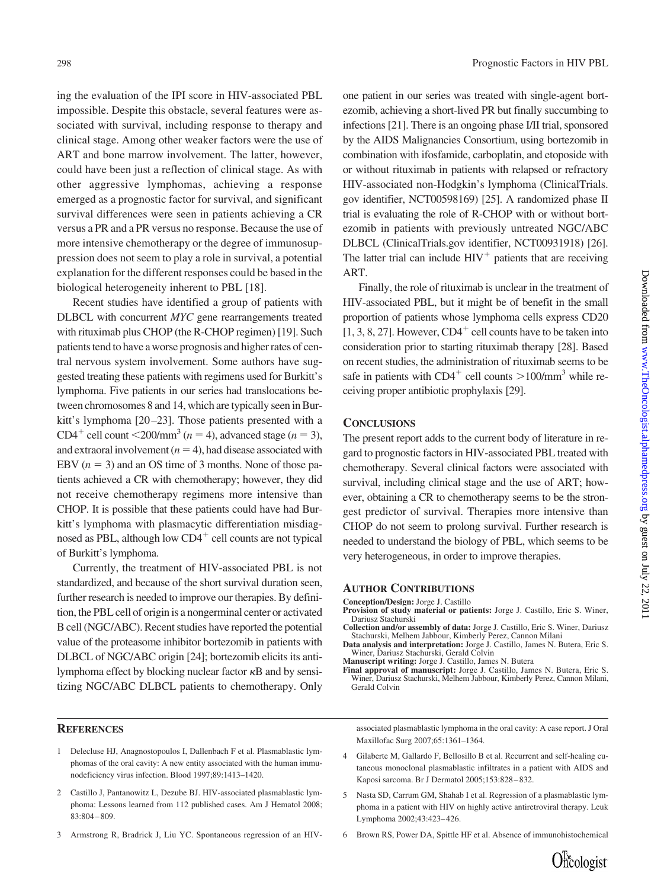ing the evaluation of the IPI score in HIV-associated PBL impossible. Despite this obstacle, several features were associated with survival, including response to therapy and clinical stage. Among other weaker factors were the use of ART and bone marrow involvement. The latter, however, could have been just a reflection of clinical stage. As with other aggressive lymphomas, achieving a response emerged as a prognostic factor for survival, and significant survival differences were seen in patients achieving a CR versus a PR and a PR versus no response. Because the use of more intensive chemotherapy or the degree of immunosuppression does not seem to play a role in survival, a potential explanation for the different responses could be based in the biological heterogeneity inherent to PBL [18].

Recent studies have identified a group of patients with DLBCL with concurrent *MYC* gene rearrangements treated with rituximab plus CHOP (the R-CHOP regimen) [19]. Such patients tend to have a worse prognosis and higher rates of central nervous system involvement. Some authors have suggested treating these patients with regimens used for Burkitt's lymphoma. Five patients in our series had translocations between chromosomes 8 and 14, which are typically seen in Burkitt's lymphoma [20–23]. Those patients presented with a $CD4^+$ cell count $<200/mm^3$ ($n = 4$), advanced stage ($n = 3$), and extraoral involvement ($n = 4$), had disease associated with EBV ($n = 3$) and an OS time of 3 months. None of those patients achieved a CR with chemotherapy; however, they did not receive chemotherapy regimens more intensive than CHOP. It is possible that these patients could have had Burkitt's lymphoma with plasmacytic differentiation misdiagnosed as PBL, although low $CD4^+$ cell counts are not typical of Burkitt's lymphoma.

Currently, the treatment of HIV-associated PBL is not standardized, and because of the short survival duration seen, further research is needed to improve our therapies. By definition, the PBL cell of origin is a nongerminal center or activated B cell (NGC/ABC). Recent studies have reported the potential value of the proteasome inhibitor bortezomib in patients with DLBCL of NGC/ABC origin [24]; bortezomib elicits its antilymphoma effect by blocking nuclear factor $\kappa$B and by sensitizing NGC/ABC DLBCL patients to chemotherapy. Only one patient in our series was treated with single-agent bortezomib, achieving a short-lived PR but finally succumbing to infections [21]. There is an ongoing phase I/II trial, sponsored by the AIDS Malignancies Consortium, using bortezomib in combination with ifosfamide, carboplatin, and etoposide with or without rituximab in patients with relapsed or refractory HIV-associated non-Hodgkin's lymphoma (ClinicalTrials.gov identifier, NCT00598169) [25]. A randomized phase II trial is evaluating the role of R-CHOP with or without bortezomib in patients with previously untreated NGC/ABC DLBCL (ClinicalTrials.gov identifier, NCT00931918) [26]. The latter trial can include $HIV^+$ patients that are receiving ART.

Finally, the role of rituximab is unclear in the treatment of HIV-associated PBL, but it might be of benefit in the small proportion of patients whose lymphoma cells express CD20 [1, 3, 8, 27]. However, $CD4^+$ cell counts have to be taken into consideration prior to starting rituximab therapy [28]. Based on recent studies, the administration of rituximab seems to be safe in patients with $CD4^+$ cell counts $>100/mm^3$ while receiving proper antibiotic prophylaxis [29].

## Conclusions

The present report adds to the current body of literature in regard to prognostic factors in HIV-associated PBL treated with chemotherapy. Several clinical factors were associated with survival, including clinical stage and the use of ART; however, obtaining a CR to chemotherapy seems to be the strongest predictor of survival. Therapies more intensive than CHOP do not seem to prolong survival. Further research is needed to understand the biology of PBL, which seems to be very heterogeneous, in order to improve therapies.

## Author Contributions

**Conception/Design:** Jorge J. Castillo
**Provision of study material or patients:** Jorge J. Castillo, Eric S. Winer, Dariusz Stachurski
**Collection and/or assembly of data:** Jorge J. Castillo, Eric S. Winer, Dariusz Stachurski, Melhem Jabbour, Kimberly Perez, Cannon Milani
**Data analysis and interpretation:** Jorge J. Castillo, James N. Butera, Eric S. Winer, Dariusz Stachurski, Gerald Colvin
**Manuscript writing:** Jorge J. Castillo, James N. Butera
**Final approval of manuscript:** Jorge J. Castillo, James N. Butera, Eric S. Winer, Dariusz Stachurski, Melhem Jabbour, Kimberly Perez, Cannon Milani, Gerald Colvin

## References

1 Delecluse HJ, Anagnostopoulos I, Dallenbach F et al. Plasmablastic lymphomas of the oral cavity: A new entity associated with the human immunodeficiency virus infection. Blood 1997;89:1413–1420.

2 Castillo J, Pantanowitz L, Dezube BJ. HIV-associated plasmablastic lymphoma: Lessons learned from 112 published cases. Am J Hematol 2008; 83:804–809.

3 Armstrong R, Bradrick J, Liu YC. Spontaneous regression of an HIV-associated plasmablastic lymphoma in the oral cavity: A case report. J Oral Maxillofac Surg 2007;65:1361–1364.

4 Gilaberte M, Gallardo F, Bellosillo B et al. Recurrent and self-healing cutaneous monoclonal plasmablastic infiltrates in a patient with AIDS and Kaposi sarcoma. Br J Dermatol 2005;153:828–832.

5 Nasta SD, Carrum GM, Shahab I et al. Regression of a plasmablastic lymphoma in a patient with HIV on highly active antiretroviral therapy. Leuk Lymphoma 2002;43:423–426.

6 Brown RS, Power DA, Spittle HF et al. Absence of immunohistochemical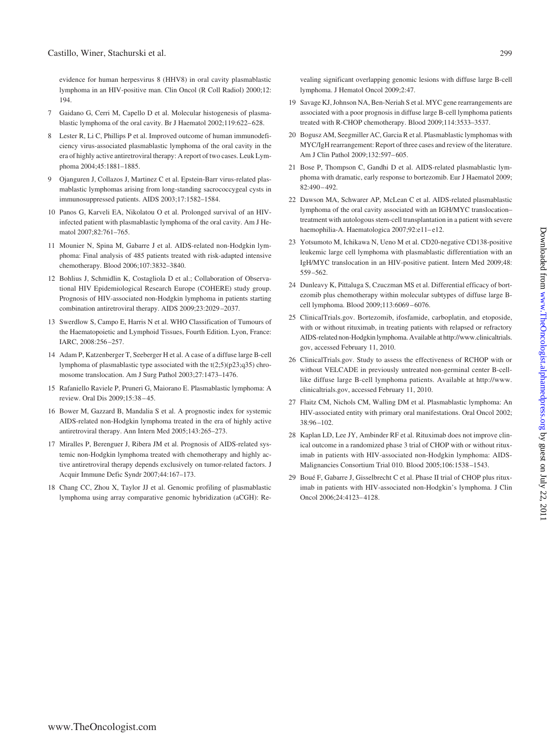evidence for human herpesvirus 8 (HHV8) in oral cavity plasmablastic lymphoma in an HIV-positive man. Clin Oncol (R Coll Radiol) 2000;12: 194.

7 Gaidano G, Cerri M, Capello D et al. Molecular histogenesis of plasmablastic lymphoma of the oral cavity. Br J Haematol 2002;119:622–628.

8 Lester R, Li C, Phillips P et al. Improved outcome of human immunodeficiency virus-associated plasmablastic lymphoma of the oral cavity in the era of highly active antiretroviral therapy: A report of two cases. Leuk Lymphoma 2004;45:1881–1885.

9 Ojanguren J, Collazos J, Martinez C et al. Epstein-Barr virus-related plasmablastic lymphomas arising from long-standing sacrococcygeal cysts in immunosuppressed patients. AIDS 2003;17:1582–1584.

10 Panos G, Karveli EA, Nikolatou O et al. Prolonged survival of an HIV-infected patient with plasmablastic lymphoma of the oral cavity. Am J Hematol 2007;82:761–765.

11 Mounier N, Spina M, Gabarre J et al. AIDS-related non-Hodgkin lymphoma: Final analysis of 485 patients treated with risk-adapted intensive chemotherapy. Blood 2006;107:3832–3840.

12 Bohlius J, Schmidlin K, Costagliola D et al.; Collaboration of Observational HIV Epidemiological Research Europe (COHERE) study group. Prognosis of HIV-associated non-Hodgkin lymphoma in patients starting combination antiretroviral therapy. AIDS 2009;23:2029–2037.

13 Swerdlow S, Campo E, Harris N et al. WHO Classification of Tumours of the Haematopoietic and Lymphoid Tissues, Fourth Edition. Lyon, France: IARC, 2008:256–257.

14 Adam P, Katzenberger T, Seeberger H et al. A case of a diffuse large B-cell lymphoma of plasmablastic type associated with the t(2;5)(p23;q35) chromosome translocation. Am J Surg Pathol 2003;27:1473–1476.

15 Rafaniello Raviele P, Pruneri G, Maiorano E. Plasmablastic lymphoma: A review. Oral Dis 2009;15:38–45.

16 Bower M, Gazzard B, Mandalia S et al. A prognostic index for systemic AIDS-related non-Hodgkin lymphoma treated in the era of highly active antiretroviral therapy. Ann Intern Med 2005;143:265–273.

17 Miralles P, Berenguer J, Ribera JM et al. Prognosis of AIDS-related systemic non-Hodgkin lymphoma treated with chemotherapy and highly active antiretroviral therapy depends exclusively on tumor-related factors. J Acquir Immune Defic Syndr 2007;44:167–173.

18 Chang CC, Zhou X, Taylor JJ et al. Genomic profiling of plasmablastic lymphoma using array comparative genomic hybridization (aCGH): Revealing significant overlapping genomic lesions with diffuse large B-cell lymphoma. J Hematol Oncol 2009;2:47.

19 Savage KJ, Johnson NA, Ben-Neriah S et al. MYC gene rearrangements are associated with a poor prognosis in diffuse large B-cell lymphoma patients treated with R-CHOP chemotherapy. Blood 2009;114:3533–3537.

20 Bogusz AM, Seegmiller AC, Garcia R et al. Plasmablastic lymphomas with MYC/IgH rearrangement: Report of three cases and review of the literature. Am J Clin Pathol 2009;132:597–605.

21 Bose P, Thompson C, Gandhi D et al. AIDS-related plasmablastic lymphoma with dramatic, early response to bortezomib. Eur J Haematol 2009; 82:490–492.

22 Dawson MA, Schwarer AP, McLean C et al. AIDS-related plasmablastic lymphoma of the oral cavity associated with an IGH/MYC translocation–treatment with autologous stem-cell transplantation in a patient with severe haemophilia-A. Haematologica 2007;92:e11–e12.

23 Yotsumoto M, Ichikawa N, Ueno M et al. CD20-negative CD138-positive leukemic large cell lymphoma with plasmablastic differentiation with an IgH/MYC translocation in an HIV-positive patient. Intern Med 2009;48: 559–562.

24 Dunleavy K, Pittaluga S, Czuczman MS et al. Differential efficacy of bortezomib plus chemotherapy within molecular subtypes of diffuse large B-cell lymphoma. Blood 2009;113:6069–6076.

25 ClinicalTrials.gov. Bortezomib, ifosfamide, carboplatin, and etoposide, with or without rituximab, in treating patients with relapsed or refractory AIDS-related non-Hodgkin lymphoma. Available at http://www.clinicaltrials.gov, accessed February 11, 2010.

26 ClinicalTrials.gov. Study to assess the effectiveness of RCHOP with or without VELCADE in previously untreated non-germinal center B-cell-like diffuse large B-cell lymphoma patients. Available at http://www.clinicaltrials.gov, accessed February 11, 2010.

27 Flaitz CM, Nichols CM, Walling DM et al. Plasmablastic lymphoma: An HIV-associated entity with primary oral manifestations. Oral Oncol 2002; 38:96–102.

28 Kaplan LD, Lee JY, Ambinder RF et al. Rituximab does not improve clinical outcome in a randomized phase 3 trial of CHOP with or without rituximab in patients with HIV-associated non-Hodgkin lymphoma: AIDS-Malignancies Consortium Trial 010. Blood 2005;106:1538–1543.

29 Boué F, Gabarre J, Gisselbrecht C et al. Phase II trial of CHOP plus rituximab in patients with HIV-associated non-Hodgkin's lymphoma. J Clin Oncol 2006;24:4123–4128.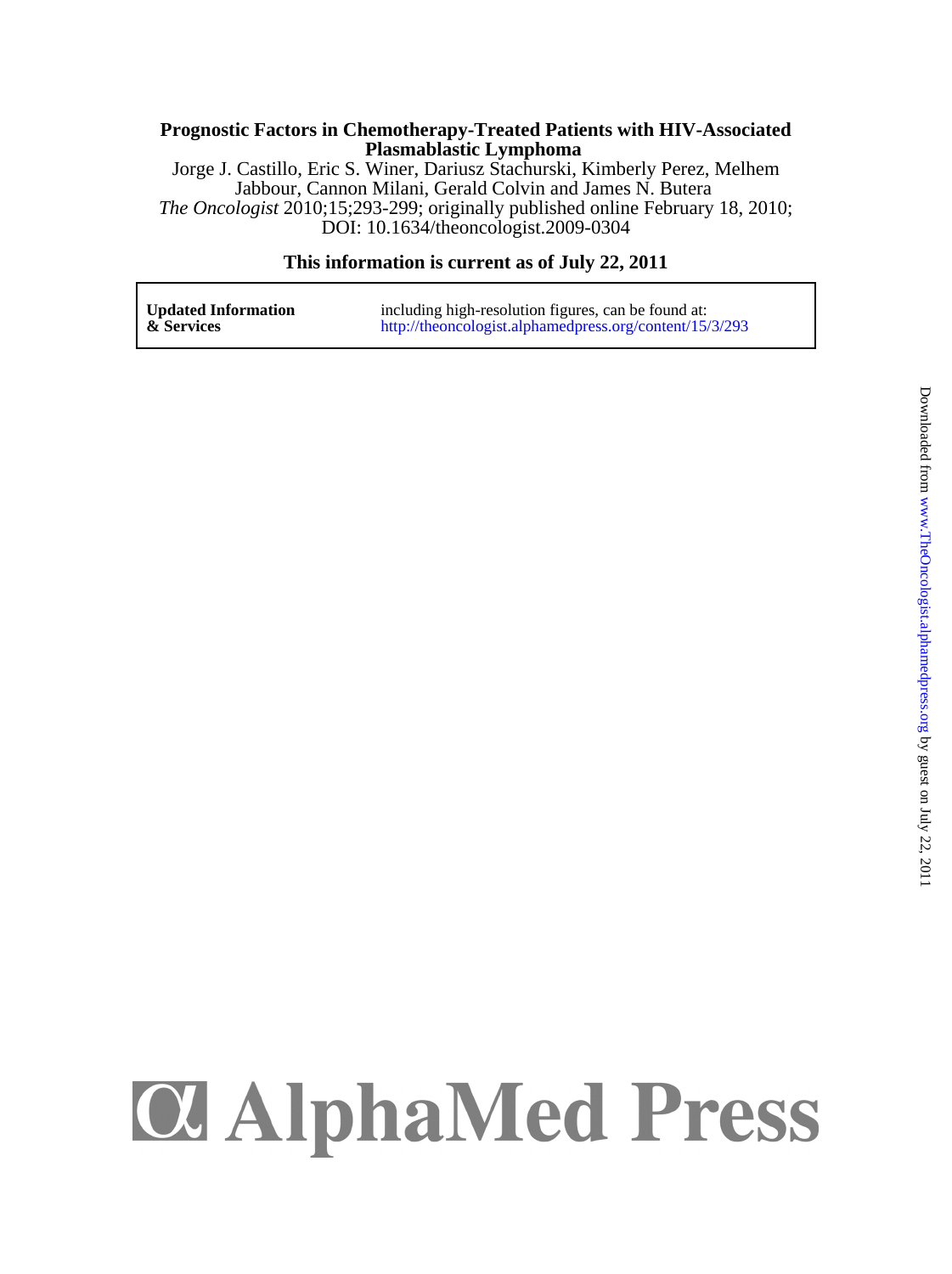**Prognostic Factors in Chemotherapy-Treated Patients with HIV-Associated Plasmablastic Lymphoma**

Jorge J. Castillo, Eric S. Winer, Dariusz Stachurski, Kimberly Perez, Melhem Jabbour, Cannon Milani, Gerald Colvin and James N. Butera

*The Oncologist* 2010;15;293-299; originally published online February 18, 2010; DOI: 10.1634/theoncologist.2009-0304

**This information is current as of July 22, 2011**

| | |
|---|---|
| **Updated Information & Services** | including high-resolution figures, can be found at: http://theoncologist.alphamedpress.org/content/15/3/293 |

AlphaMed Press

Downloaded from www.TheOncologist.alphamedpress.org by guest on July 22, 2011